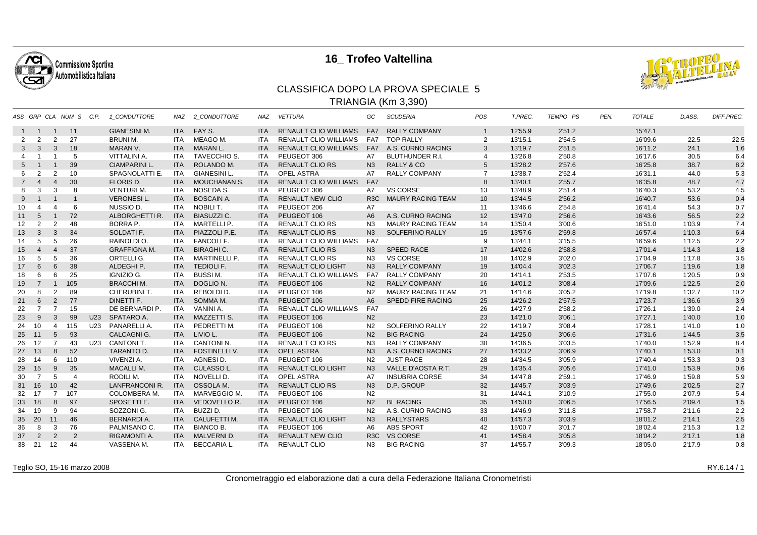# 16_ Trofeo Valtellina

## CLASSIFICA DOPO LA PROVA SPECIALE 5

### TRIANGIA (Km 3,390)

| ASS | GRP | CLA | NUM | S | C.P. | 1_CONDUTTORE | NAZ | 2_CONDUTTORE | NAZ | VETTURA | GC | SCUDERIA | POS | T.PREC. | TEMPO PS | PEN. | TOTALE | D.ASS. | DIFF.PREC. |
|---|---|---|---|---|---|---|---|---|---|---|---|---|---|---|---|---|---|---|---|
| 1 | 1 | 1 | 11 | | | GIANESINI M. | ITA | FAY S. | ITA | RENAULT CLIO WILLIAMS | FA7 | RALLY COMPANY | 1 | 12'55.9 | 2'51.2 | | 15'47.1 | | |
| 2 | 2 | 2 | 27 | | | BRUNI M. | ITA | MEAGO M. | ITA | RENAULT CLIO WILLIAMS | FA7 | TOP RALLY | 2 | 13'15.1 | 2'54.5 | | 16'09.6 | 22.5 | 22.5 |
| 3 | 3 | 3 | 18 | | | MARAN V. | ITA | MARAN L. | ITA | RENAULT CLIO WILLIAMS | FA7 | A.S. CURNO RACING | 3 | 13'19.7 | 2'51.5 | | 16'11.2 | 24.1 | 1.6 |
| 4 | 1 | 1 | 5 | | | VITTALINI A. | ITA | TAVECCHIO S. | ITA | PEUGEOT 306 | A7 | BLUTHUNDER R.I. | 4 | 13'26.8 | 2'50.8 | | 16'17.6 | 30.5 | 6.4 |
| 5 | 1 | 1 | 39 | | | CIAMPARINI L. | ITA | ROLANDO M. | ITA | RENAULT CLIO RS | N3 | RALLY & CO | 5 | 13'28.2 | 2'57.6 | | 16'25.8 | 38.7 | 8.2 |
| 6 | 2 | 2 | 10 | | | SPAGNOLATTI E. | ITA | GIANESINI L. | ITA | OPEL ASTRA | A7 | RALLY COMPANY | 7 | 13'38.7 | 2'52.4 | | 16'31.1 | 44.0 | 5.3 |
| 7 | 4 | 4 | 30 | | | FLORIS D. | ITA | MOUCHANAN S. | ITA | RENAULT CLIO WILLIAMS | FA7 | | 8 | 13'40.1 | 2'55.7 | | 16'35.8 | 48.7 | 4.7 |
| 8 | 3 | 3 | 8 | | | VENTURI M. | ITA | NOSEDA S. | ITA | PEUGEOT 306 | A7 | VS CORSE | 13 | 13'48.9 | 2'51.4 | | 16'40.3 | 53.2 | 4.5 |
| 9 | 1 | 1 | 1 | | | VERONESI L. | ITA | BOSCAIN A. | ITA | RENAULT NEW CLIO | R3C | MAURY RACING TEAM | 10 | 13'44.5 | 2'56.2 | | 16'40.7 | 53.6 | 0.4 |
| 10 | 4 | 4 | 6 | | | NUSSIO D. | ITA | NOBILI T. | ITA | PEUGEOT 206 | A7 | | 11 | 13'46.6 | 2'54.8 | | 16'41.4 | 54.3 | 0.7 |
| 11 | 5 | 1 | 72 | | | ALBORGHETTI R. | ITA | BIASUZZI C. | ITA | PEUGEOT 106 | A6 | A.S. CURNO RACING | 12 | 13'47.0 | 2'56.6 | | 16'43.6 | 56.5 | 2.2 |
| 12 | 2 | 2 | 48 | | | BORRA P. | ITA | MARTELLI P. | ITA | RENAULT CLIO RS | N3 | MAURY RACING TEAM | 14 | 13'50.4 | 3'00.6 | | 16'51.0 | 1'03.9 | 7.4 |
| 13 | 3 | 3 | 34 | | | SOLDATI F. | ITA | PIAZZOLI P.E. | ITA | RENAULT CLIO RS | N3 | SOLFERINO RALLY | 15 | 13'57.6 | 2'59.8 | | 16'57.4 | 1'10.3 | 6.4 |
| 14 | 5 | 5 | 26 | | | RAINOLDI O. | ITA | FANCOLI F. | ITA | RENAULT CLIO WILLIAMS | FA7 | | 9 | 13'44.1 | 3'15.5 | | 16'59.6 | 1'12.5 | 2.2 |
| 15 | 4 | 4 | 37 | | | GRAFFIGNA M. | ITA | BIRAGHI C. | ITA | RENAULT CLIO RS | N3 | SPEED RACE | 17 | 14'02.6 | 2'58.8 | | 17'01.4 | 1'14.3 | 1.8 |
| 16 | 5 | 5 | 36 | | | ORTELLI G. | ITA | MARTINELLI P. | ITA | RENAULT CLIO RS | N3 | VS CORSE | 18 | 14'02.9 | 3'02.0 | | 17'04.9 | 1'17.8 | 3.5 |
| 17 | 6 | 6 | 38 | | | ALDEGHI P. | ITA | TEDIOLI F. | ITA | RENAULT CLIO LIGHT | N3 | RALLY COMPANY | 19 | 14'04.4 | 3'02.3 | | 17'06.7 | 1'19.6 | 1.8 |
| 18 | 6 | 6 | 25 | | | IGNIZIO G. | ITA | BUSSI M. | ITA | RENAULT CLIO WILLIAMS | FA7 | RALLY COMPANY | 20 | 14'14.1 | 2'53.5 | | 17'07.6 | 1'20.5 | 0.9 |
| 19 | 7 | 1 | 105 | | | BRACCHI M. | ITA | DOGLIO N. | ITA | PEUGEOT 106 | N2 | RALLY COMPANY | 16 | 14'01.2 | 3'08.4 | | 17'09.6 | 1'22.5 | 2.0 |
| 20 | 8 | 2 | 89 | | | CHERUBINI T. | ITA | REBOLDI D. | ITA | PEUGEOT 106 | N2 | MAURY RACING TEAM | 21 | 14'14.6 | 3'05.2 | | 17'19.8 | 1'32.7 | 10.2 |
| 21 | 6 | 2 | 77 | | | DINETTI F. | ITA | SOMMA M. | ITA | PEUGEOT 106 | A6 | SPEDD FIRE RACING | 25 | 14'26.2 | 2'57.5 | | 17'23.7 | 1'36.6 | 3.9 |
| 22 | 7 | 7 | 15 | | | DE BERNARDI P. | ITA | VANINI A. | ITA | RENAULT CLIO WILLIAMS | FA7 | | 26 | 14'27.9 | 2'58.2 | | 17'26.1 | 1'39.0 | 2.4 |
| 23 | 9 | 3 | 99 | | U23 | SPATARO A. | ITA | MAZZETTI S. | ITA | PEUGEOT 106 | N2 | | 23 | 14'21.0 | 3'06.1 | | 17'27.1 | 1'40.0 | 1.0 |
| 24 | 10 | 4 | 115 | | U23 | PANARELLI A. | ITA | PEDRETTI M. | ITA | PEUGEOT 106 | N2 | SOLFERINO RALLY | 22 | 14'19.7 | 3'08.4 | | 17'28.1 | 1'41.0 | 1.0 |
| 25 | 11 | 5 | 93 | | | CALCAGNI G. | ITA | LIVIO L. | ITA | PEUGEOT 106 | N2 | BIG RACING | 24 | 14'25.0 | 3'06.6 | | 17'31.6 | 1'44.5 | 3.5 |
| 26 | 12 | 7 | 43 | | U23 | CANTONI T. | ITA | CANTONI N. | ITA | RENAULT CLIO RS | N3 | RALLY COMPANY | 30 | 14'36.5 | 3'03.5 | | 17'40.0 | 1'52.9 | 8.4 |
| 27 | 13 | 8 | 52 | | | TARANTO D. | ITA | FOSTINELLI V. | ITA | OPEL ASTRA | N3 | A.S. CURNO RACING | 27 | 14'33.2 | 3'06.9 | | 17'40.1 | 1'53.0 | 0.1 |
| 28 | 14 | 6 | 110 | | | VIVENZI A. | ITA | AGNESI D. | ITA | PEUGEOT 106 | N2 | JUST RACE | 28 | 14'34.5 | 3'05.9 | | 17'40.4 | 1'53.3 | 0.3 |
| 29 | 15 | 9 | 35 | | | MACALLI M. | ITA | CULASSO L. | ITA | RENAULT CLIO LIGHT | N3 | VALLE D'AOSTA R.T. | 29 | 14'35.4 | 3'05.6 | | 17'41.0 | 1'53.9 | 0.6 |
| 30 | 7 | 5 | 4 | | | RODILI M. | ITA | NOVELLI D. | ITA | OPEL ASTRA | A7 | INSUBRIA CORSE | 34 | 14'47.8 | 2'59.1 | | 17'46.9 | 1'59.8 | 5.9 |
| 31 | 16 | 10 | 42 | | | LANFRANCONI R. | ITA | OSSOLA M. | ITA | RENAULT CLIO RS | N3 | D.P. GROUP | 32 | 14'45.7 | 3'03.9 | | 17'49.6 | 2'02.5 | 2.7 |
| 32 | 17 | 7 | 107 | | | COLOMBERA M. | ITA | MARVEGGIO M. | ITA | PEUGEOT 106 | N2 | | 31 | 14'44.1 | 3'10.9 | | 17'55.0 | 2'07.9 | 5.4 |
| 33 | 18 | 8 | 97 | | | SPOSETTI E. | ITA | VEDOVELLO R. | ITA | PEUGEOT 106 | N2 | BL RACING | 35 | 14'50.0 | 3'06.5 | | 17'56.5 | 2'09.4 | 1.5 |
| 34 | 19 | 9 | 94 | | | SOZZONI G. | ITA | BUZZI D. | ITA | PEUGEOT 106 | N2 | A.S. CURNO RACING | 33 | 14'46.9 | 3'11.8 | | 17'58.7 | 2'11.6 | 2.2 |
| 35 | 20 | 11 | 46 | | | BERNARDI A. | ITA | CALUFETTI M. | ITA | RENAULT CLIO LIGHT | N3 | RALLYSTARS | 40 | 14'57.3 | 3'03.9 | | 18'01.2 | 2'14.1 | 2.5 |
| 36 | 8 | 3 | 76 | | | PALMISANO C. | ITA | BIANCO B. | ITA | PEUGEOT 106 | A6 | ABS SPORT | 42 | 15'00.7 | 3'01.7 | | 18'02.4 | 2'15.3 | 1.2 |
| 37 | 2 | 2 | 2 | | | RIGAMONTI A. | ITA | MALVERNI D. | ITA | RENAULT NEW CLIO | R3C | VS CORSE | 41 | 14'58.4 | 3'05.8 | | 18'04.2 | 2'17.1 | 1.8 |
| 38 | 21 | 12 | 44 | | | VASSENA M. | ITA | BECCARIA L. | ITA | RENAULT CLIO | N3 | BIG RACING | 37 | 14'55.7 | 3'09.3 | | 18'05.0 | 2'17.9 | 0.8 |

Teglio SO, 15-16 marzo 2008

RY.6.14 / 1

Cronometraggio ed elaborazione dati a cura della Federazione Italiana Cronometristi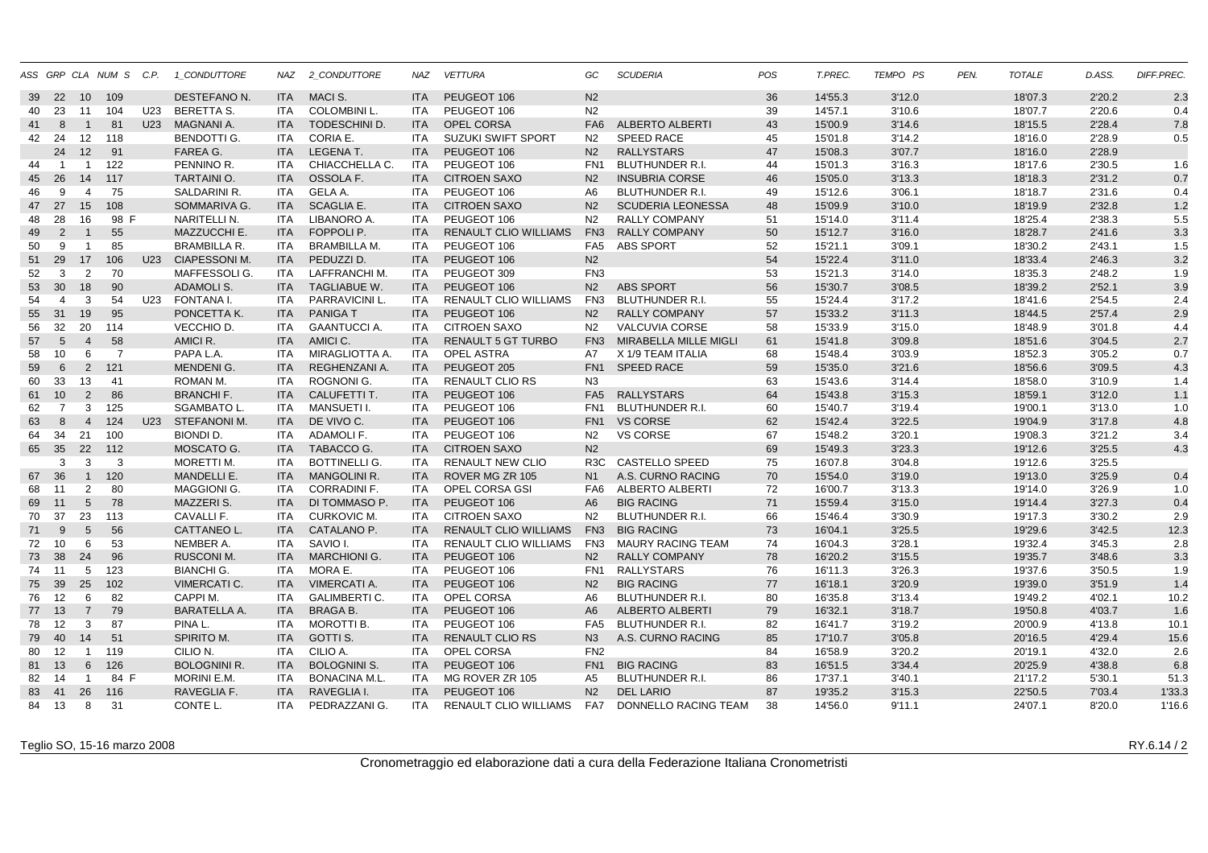| ASS | GRP | CLA | NUM | S | C.P. | 1_CONDUTTORE | NAZ | 2_CONDUTTORE | NAZ | VETTURA | GC | SCUDERIA | POS | T.PREC. | TEMPO PS | PEN. | TOTALE | D.ASS. | DIFF.PREC. |
|---|---|---|---|---|---|---|---|---|---|---|---|---|---|---|---|---|---|---|---|
| 39 | 22 | 10 | 109 | | | DESTEFANO N. | ITA | MACI S. | ITA | PEUGEOT 106 | N2 | | 36 | 14'55.3 | 3'12.0 | | 18'07.3 | 2'20.2 | 2.3 |
| 40 | 23 | 11 | 104 | | U23 | BERETTA S. | ITA | COLOMBINI L. | ITA | PEUGEOT 106 | N2 | | 39 | 14'57.1 | 3'10.6 | | 18'07.7 | 2'20.6 | 0.4 |
| 41 | 8 | 1 | 81 | | U23 | MAGNANI A. | ITA | TODESCHINI D. | ITA | OPEL CORSA | FA6 | ALBERTO ALBERTI | 43 | 15'00.9 | 3'14.6 | | 18'15.5 | 2'28.4 | 7.8 |
| 42 | 24 | 12 | 118 | | | BENDOTTI G. | ITA | CORIA E. | ITA | SUZUKI SWIFT SPORT | N2 | SPEED RACE | 45 | 15'01.8 | 3'14.2 | | 18'16.0 | 2'28.9 | 0.5 |
| | 24 | 12 | 91 | | | FAREA G. | ITA | LEGENA T. | ITA | PEUGEOT 106 | N2 | RALLYSTARS | 47 | 15'08.3 | 3'07.7 | | 18'16.0 | 2'28.9 | |
| 44 | 1 | 1 | 122 | | | PENNINO R. | ITA | CHIACCHELLA C. | ITA | PEUGEOT 106 | FN1 | BLUTHUNDER R.I. | 44 | 15'01.3 | 3'16.3 | | 18'17.6 | 2'30.5 | 1.6 |
| 45 | 26 | 14 | 117 | | | TARTAINI O. | ITA | OSSOLA F. | ITA | CITROEN SAXO | N2 | INSUBRIA CORSE | 46 | 15'05.0 | 3'13.3 | | 18'18.3 | 2'31.2 | 0.7 |
| 46 | 9 | 4 | 75 | | | SALDARINI R. | ITA | GELA A. | ITA | PEUGEOT 106 | A6 | BLUTHUNDER R.I. | 49 | 15'12.6 | 3'06.1 | | 18'18.7 | 2'31.6 | 0.4 |
| 47 | 27 | 15 | 108 | | | SOMMARIVA G. | ITA | SCAGLIA E. | ITA | CITROEN SAXO | N2 | SCUDERIA LEONESSA | 48 | 15'09.9 | 3'10.0 | | 18'19.9 | 2'32.8 | 1.2 |
| 48 | 28 | 16 | 98 | F | | NARITELLI N. | ITA | LIBANORO A. | ITA | PEUGEOT 106 | N2 | RALLY COMPANY | 51 | 15'14.0 | 3'11.4 | | 18'25.4 | 2'38.3 | 5.5 |
| 49 | 2 | 1 | 55 | | | MAZZUCCHI E. | ITA | FOPPOLI P. | ITA | RENAULT CLIO WILLIAMS | FN3 | RALLY COMPANY | 50 | 15'12.7 | 3'16.0 | | 18'28.7 | 2'41.6 | 3.3 |
| 50 | 9 | 1 | 85 | | | BRAMBILLA R. | ITA | BRAMBILLA M. | ITA | PEUGEOT 106 | FA5 | ABS SPORT | 52 | 15'21.1 | 3'09.1 | | 18'30.2 | 2'43.1 | 1.5 |
| 51 | 29 | 17 | 106 | | U23 | CIAPESSONI M. | ITA | PEDUZZI D. | ITA | PEUGEOT 106 | N2 | | 54 | 15'22.4 | 3'11.0 | | 18'33.4 | 2'46.3 | 3.2 |
| 52 | 3 | 2 | 70 | | | MAFFESSOLI G. | ITA | LAFFRANCHI M. | ITA | PEUGEOT 309 | FN3 | | 53 | 15'21.3 | 3'14.0 | | 18'35.3 | 2'48.2 | 1.9 |
| 53 | 30 | 18 | 90 | | | ADAMOLI S. | ITA | TAGLIABUE W. | ITA | PEUGEOT 106 | N2 | ABS SPORT | 56 | 15'30.7 | 3'08.5 | | 18'39.2 | 2'52.1 | 3.9 |
| 54 | 4 | 3 | 54 | | U23 | FONTANA I. | ITA | PARRAVICINI L. | ITA | RENAULT CLIO WILLIAMS | FN3 | BLUTHUNDER R.I. | 55 | 15'24.4 | 3'17.2 | | 18'41.6 | 2'54.5 | 2.4 |
| 55 | 31 | 19 | 95 | | | PONCETTA K. | ITA | PANIGA T | ITA | PEUGEOT 106 | N2 | RALLY COMPANY | 57 | 15'33.2 | 3'11.3 | | 18'44.5 | 2'57.4 | 2.9 |
| 56 | 32 | 20 | 114 | | | VECCHIO D. | ITA | GAANTUCCI A. | ITA | CITROEN SAXO | N2 | VALCUVIA CORSE | 58 | 15'33.9 | 3'15.0 | | 18'48.9 | 3'01.8 | 4.4 |
| 57 | 5 | 4 | 58 | | | AMICI R. | ITA | AMICI C. | ITA | RENAULT 5 GT TURBO | FN3 | MIRABELLA MILLE MIGLI | 61 | 15'41.8 | 3'09.8 | | 18'51.6 | 3'04.5 | 2.7 |
| 58 | 10 | 6 | 7 | | | PAPA L.A. | ITA | MIRAGLIOTTA A. | ITA | OPEL ASTRA | A7 | X 1/9 TEAM ITALIA | 68 | 15'48.4 | 3'03.9 | | 18'52.3 | 3'05.2 | 0.7 |
| 59 | 6 | 2 | 121 | | | MENDENI G. | ITA | REGHENZANI A. | ITA | PEUGEOT 205 | FN1 | SPEED RACE | 59 | 15'35.0 | 3'21.6 | | 18'56.6 | 3'09.5 | 4.3 |
| 60 | 33 | 13 | 41 | | | ROMAN M. | ITA | ROGNONI G. | ITA | RENAULT CLIO RS | N3 | | 63 | 15'43.6 | 3'14.4 | | 18'58.0 | 3'10.9 | 1.4 |
| 61 | 10 | 2 | 86 | | | BRANCHI F. | ITA | CALUFETTI T. | ITA | PEUGEOT 106 | FA5 | RALLYSTARS | 64 | 15'43.8 | 3'15.3 | | 18'59.1 | 3'12.0 | 1.1 |
| 62 | 7 | 3 | 125 | | | SGAMBATO L. | ITA | MANSUETI I. | ITA | PEUGEOT 106 | FN1 | BLUTHUNDER R.I. | 60 | 15'40.7 | 3'19.4 | | 19'00.1 | 3'13.0 | 1.0 |
| 63 | 8 | 4 | 124 | | U23 | STEFANONI M. | ITA | DE VIVO C. | ITA | PEUGEOT 106 | FN1 | VS CORSE | 62 | 15'42.4 | 3'22.5 | | 19'04.9 | 3'17.8 | 4.8 |
| 64 | 34 | 21 | 100 | | | BIONDI D. | ITA | ADAMOLI F. | ITA | PEUGEOT 106 | N2 | VS CORSE | 67 | 15'48.2 | 3'20.1 | | 19'08.3 | 3'21.2 | 3.4 |
| 65 | 35 | 22 | 112 | | | MOSCATO G. | ITA | TABACCO G. | ITA | CITROEN SAXO | N2 | | 69 | 15'49.3 | 3'23.3 | | 19'12.6 | 3'25.5 | 4.3 |
| | 3 | 3 | 3 | | | MORETTI M. | ITA | BOTTINELLI G. | ITA | RENAULT NEW CLIO | R3C | CASTELLO SPEED | 75 | 16'07.8 | 3'04.8 | | 19'12.6 | 3'25.5 | |
| 67 | 36 | 1 | 120 | | | MANDELLI E. | ITA | MANGOLINI R. | ITA | ROVER MG ZR 105 | N1 | A.S. CURNO RACING | 70 | 15'54.0 | 3'19.0 | | 19'13.0 | 3'25.9 | 0.4 |
| 68 | 11 | 2 | 80 | | | MAGGIONI G. | ITA | CORRADINI F. | ITA | OPEL CORSA GSI | FA6 | ALBERTO ALBERTI | 72 | 16'00.7 | 3'13.3 | | 19'14.0 | 3'26.9 | 1.0 |
| 69 | 11 | 5 | 78 | | | MAZZERI S. | ITA | DI TOMMASO P. | ITA | PEUGEOT 106 | A6 | BIG RACING | 71 | 15'59.4 | 3'15.0 | | 19'14.4 | 3'27.3 | 0.4 |
| 70 | 37 | 23 | 113 | | | CAVALLI F. | ITA | CURKOVIC M. | ITA | CITROEN SAXO | N2 | BLUTHUNDER R.I. | 66 | 15'46.4 | 3'30.9 | | 19'17.3 | 3'30.2 | 2.9 |
| 71 | 9 | 5 | 56 | | | CATTANEO L. | ITA | CATALANO P. | ITA | RENAULT CLIO WILLIAMS | FN3 | BIG RACING | 73 | 16'04.1 | 3'25.5 | | 19'29.6 | 3'42.5 | 12.3 |
| 72 | 10 | 6 | 53 | | | NEMBER A. | ITA | SAVIO I. | ITA | RENAULT CLIO WILLIAMS | FN3 | MAURY RACING TEAM | 74 | 16'04.3 | 3'28.1 | | 19'32.4 | 3'45.3 | 2.8 |
| 73 | 38 | 24 | 96 | | | RUSCONI M. | ITA | MARCHIONI G. | ITA | PEUGEOT 106 | N2 | RALLY COMPANY | 78 | 16'20.2 | 3'15.5 | | 19'35.7 | 3'48.6 | 3.3 |
| 74 | 11 | 5 | 123 | | | BIANCHI G. | ITA | MORA E. | ITA | PEUGEOT 106 | FN1 | RALLYSTARS | 76 | 16'11.3 | 3'26.3 | | 19'37.6 | 3'50.5 | 1.9 |
| 75 | 39 | 25 | 102 | | | VIMERCATI C. | ITA | VIMERCATI A. | ITA | PEUGEOT 106 | N2 | BIG RACING | 77 | 16'18.1 | 3'20.9 | | 19'39.0 | 3'51.9 | 1.4 |
| 76 | 12 | 6 | 82 | | | CAPPI M. | ITA | GALIMBERTI C. | ITA | OPEL CORSA | A6 | BLUTHUNDER R.I. | 80 | 16'35.8 | 3'13.4 | | 19'49.2 | 4'02.1 | 10.2 |
| 77 | 13 | 7 | 79 | | | BARATELLA A. | ITA | BRAGA B. | ITA | PEUGEOT 106 | A6 | ALBERTO ALBERTI | 79 | 16'32.1 | 3'18.7 | | 19'50.8 | 4'03.7 | 1.6 |
| 78 | 12 | 3 | 87 | | | PINA L. | ITA | MOROTTI B. | ITA | PEUGEOT 106 | FA5 | BLUTHUNDER R.I. | 82 | 16'41.7 | 3'19.2 | | 20'00.9 | 4'13.8 | 10.1 |
| 79 | 40 | 14 | 51 | | | SPIRITO M. | ITA | GOTTI S. | ITA | RENAULT CLIO RS | N3 | A.S. CURNO RACING | 85 | 17'10.7 | 3'05.8 | | 20'16.5 | 4'29.4 | 15.6 |
| 80 | 12 | 1 | 119 | | | CILIO N. | ITA | CILIO A. | ITA | OPEL CORSA | FN2 | | 84 | 16'58.9 | 3'20.2 | | 20'19.1 | 4'32.0 | 2.6 |
| 81 | 13 | 6 | 126 | | | BOLOGNINI R. | ITA | BOLOGNINI S. | ITA | PEUGEOT 106 | FN1 | BIG RACING | 83 | 16'51.5 | 3'34.4 | | 20'25.9 | 4'38.8 | 6.8 |
| 82 | 14 | 1 | 84 | F | | MORINI E.M. | ITA | BONACINA M.L. | ITA | MG ROVER ZR 105 | A5 | BLUTHUNDER R.I. | 86 | 17'37.1 | 3'40.1 | | 21'17.2 | 5'30.1 | 51.3 |
| 83 | 41 | 26 | 116 | | | RAVEGLIA F. | ITA | RAVEGLIA I. | ITA | PEUGEOT 106 | N2 | DEL LARIO | 87 | 19'35.2 | 3'15.3 | | 22'50.5 | 7'03.4 | 1'33.3 |
| 84 | 13 | 8 | 31 | | | CONTE L. | ITA | PEDRAZZANI G. | ITA | RENAULT CLIO WILLIAMS | FA7 | DONNELLO RACING TEAM | 38 | 14'56.0 | 9'11.1 | | 24'07.1 | 8'20.0 | 1'16.6 |

Teglio SO, 15-16 marzo 2008

Cronometraggio ed elaborazione dati a cura della Federazione Italiana Cronometristi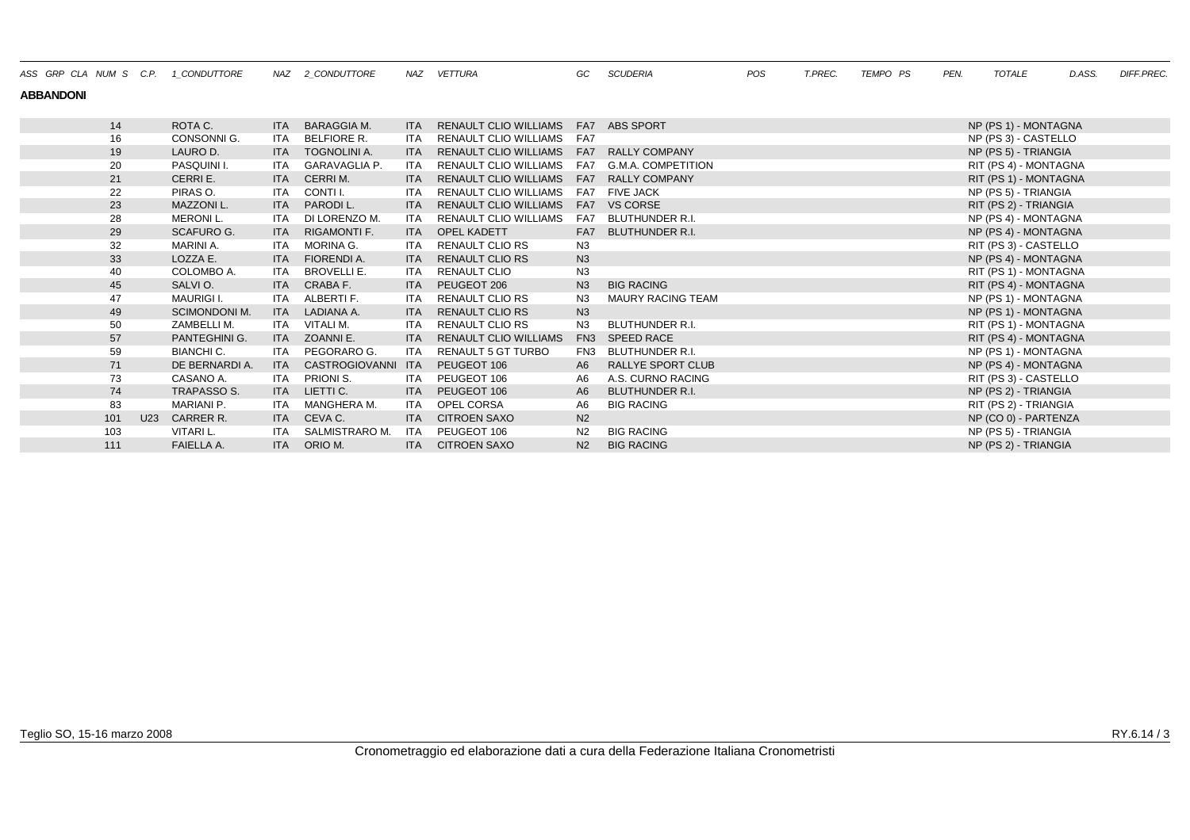## ABBANDONI

| ASS | GRP | CLA | NUM | S | C.P. | 1_CONDUTTORE | NAZ | 2_CONDUTTORE | NAZ | VETTURA | GC | SCUDERIA | POS | T.PREC. | TEMPO PS | PEN. | TOTALE | D.ASS. | DIFF.PREC. |
|---|---|---|---|---|---|---|---|---|---|---|---|---|---|---|---|---|---|---|---|
| | | | 14 | | | ROTA C. | ITA | BARAGGIA M. | ITA | RENAULT CLIO WILLIAMS | FA7 | ABS SPORT | | | | | NP (PS 1) - MONTAGNA | | |
| | | | 16 | | | CONSONNI G. | ITA | BELFIORE R. | ITA | RENAULT CLIO WILLIAMS | FA7 | | | | | | NP (PS 3) - CASTELLO | | |
| | | | 19 | | | LAURO D. | ITA | TOGNOLINI A. | ITA | RENAULT CLIO WILLIAMS | FA7 | RALLY COMPANY | | | | | NP (PS 5) - TRIANGIA | | |
| | | | 20 | | | PASQUINI I. | ITA | GARAVAGLIA P. | ITA | RENAULT CLIO WILLIAMS | FA7 | G.M.A. COMPETITION | | | | | RIT (PS 4) - MONTAGNA | | |
| | | | 21 | | | CERRI E. | ITA | CERRI M. | ITA | RENAULT CLIO WILLIAMS | FA7 | RALLY COMPANY | | | | | RIT (PS 1) - MONTAGNA | | |
| | | | 22 | | | PIRAS O. | ITA | CONTI I. | ITA | RENAULT CLIO WILLIAMS | FA7 | FIVE JACK | | | | | NP (PS 5) - TRIANGIA | | |
| | | | 23 | | | MAZZONI L. | ITA | PARODI L. | ITA | RENAULT CLIO WILLIAMS | FA7 | VS CORSE | | | | | RIT (PS 2) - TRIANGIA | | |
| | | | 28 | | | MERONI L. | ITA | DI LORENZO M. | ITA | RENAULT CLIO WILLIAMS | FA7 | BLUTHUNDER R.I. | | | | | NP (PS 4) - MONTAGNA | | |
| | | | 29 | | | SCAFURO G. | ITA | RIGAMONTI F. | ITA | OPEL KADETT | FA7 | BLUTHUNDER R.I. | | | | | NP (PS 4) - MONTAGNA | | |
| | | | 32 | | | MARINI A. | ITA | MORINA G. | ITA | RENAULT CLIO RS | N3 | | | | | | RIT (PS 3) - CASTELLO | | |
| | | | 33 | | | LOZZA E. | ITA | FIORENDI A. | ITA | RENAULT CLIO RS | N3 | | | | | | NP (PS 4) - MONTAGNA | | |
| | | | 40 | | | COLOMBO A. | ITA | BROVELLI E. | ITA | RENAULT CLIO | N3 | | | | | | RIT (PS 1) - MONTAGNA | | |
| | | | 45 | | | SALVI O. | ITA | CRABA F. | ITA | PEUGEOT 206 | N3 | BIG RACING | | | | | RIT (PS 4) - MONTAGNA | | |
| | | | 47 | | | MAURIGI I. | ITA | ALBERTI F. | ITA | RENAULT CLIO RS | N3 | MAURY RACING TEAM | | | | | NP (PS 1) - MONTAGNA | | |
| | | | 49 | | | SCIMONDONI M. | ITA | LADIANA A. | ITA | RENAULT CLIO RS | N3 | | | | | | NP (PS 1) - MONTAGNA | | |
| | | | 50 | | | ZAMBELLI M. | ITA | VITALI M. | ITA | RENAULT CLIO RS | N3 | BLUTHUNDER R.I. | | | | | RIT (PS 1) - MONTAGNA | | |
| | | | 57 | | | PANTEGHINI G. | ITA | ZOANNI E. | ITA | RENAULT CLIO WILLIAMS | FN3 | SPEED RACE | | | | | RIT (PS 4) - MONTAGNA | | |
| | | | 59 | | | BIANCHI C. | ITA | PEGORARO G. | ITA | RENAULT 5 GT TURBO | FN3 | BLUTHUNDER R.I. | | | | | NP (PS 1) - MONTAGNA | | |
| | | | 71 | | | DE BERNARDI A. | ITA | CASTROGIOVANNI | ITA | PEUGEOT 106 | A6 | RALLYE SPORT CLUB | | | | | NP (PS 4) - MONTAGNA | | |
| | | | 73 | | | CASANO A. | ITA | PRIONI S. | ITA | PEUGEOT 106 | A6 | A.S. CURNO RACING | | | | | RIT (PS 3) - CASTELLO | | |
| | | | 74 | | | TRAPASSO S. | ITA | LIETTI C. | ITA | PEUGEOT 106 | A6 | BLUTHUNDER R.I. | | | | | NP (PS 2) - TRIANGIA | | |
| | | | 83 | | | MARIANI P. | ITA | MANGHERA M. | ITA | OPEL CORSA | A6 | BIG RACING | | | | | RIT (PS 2) - TRIANGIA | | |
| | | | 101 | U23 | | CARRER R. | ITA | CEVA C. | ITA | CITROEN SAXO | N2 | | | | | | NP (CO 0) - PARTENZA | | |
| | | | 103 | | | VITARI L. | ITA | SALMISTRARO M. | ITA | PEUGEOT 106 | N2 | BIG RACING | | | | | NP (PS 5) - TRIANGIA | | |
| | | | 111 | | | FAIELLA A. | ITA | ORIO M. | ITA | CITROEN SAXO | N2 | BIG RACING | | | | | NP (PS 2) - TRIANGIA | | |

Teglio SO, 15-16 marzo 2008

RY.6.14 / 3

Cronometraggio ed elaborazione dati a cura della Federazione Italiana Cronometristi